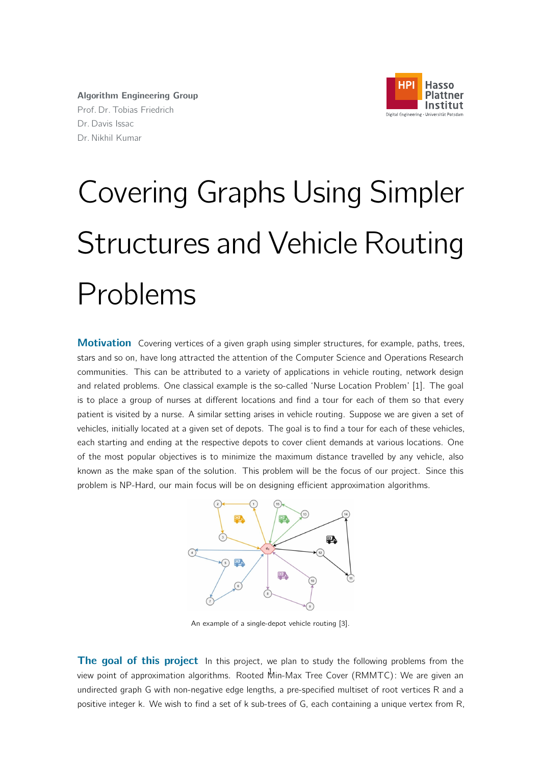Algorithm Engineering Group
Prof. Dr. Tobias Friedrich
Dr. Davis Issac
Dr. Nikhil Kumar

# Covering Graphs Using Simpler Structures and Vehicle Routing Problems

**Motivation** Covering vertices of a given graph using simpler structures, for example, paths, trees, stars and so on, have long attracted the attention of the Computer Science and Operations Research communities. This can be attributed to a variety of applications in vehicle routing, network design and related problems. One classical example is the so-called 'Nurse Location Problem' [1]. The goal is to place a group of nurses at different locations and find a tour for each of them so that every patient is visited by a nurse. A similar setting arises in vehicle routing. Suppose we are given a set of vehicles, initially located at a given set of depots. The goal is to find a tour for each of these vehicles, each starting and ending at the respective depots to cover client demands at various locations. One of the most popular objectives is to minimize the maximum distance travelled by any vehicle, also known as the make span of the solution. This problem will be the focus of our project. Since this problem is NP-Hard, our main focus will be on designing efficient approximation algorithms.

An example of a single-depot vehicle routing [3].

**The goal of this project** In this project, we plan to study the following problems from the view point of approximation algorithms. Rooted Min-Max Tree Cover (RMMTC): We are given an undirected graph G with non-negative edge lengths, a pre-specified multiset of root vertices R and a positive integer k. We wish to find a set of k sub-trees of G, each containing a unique vertex from R,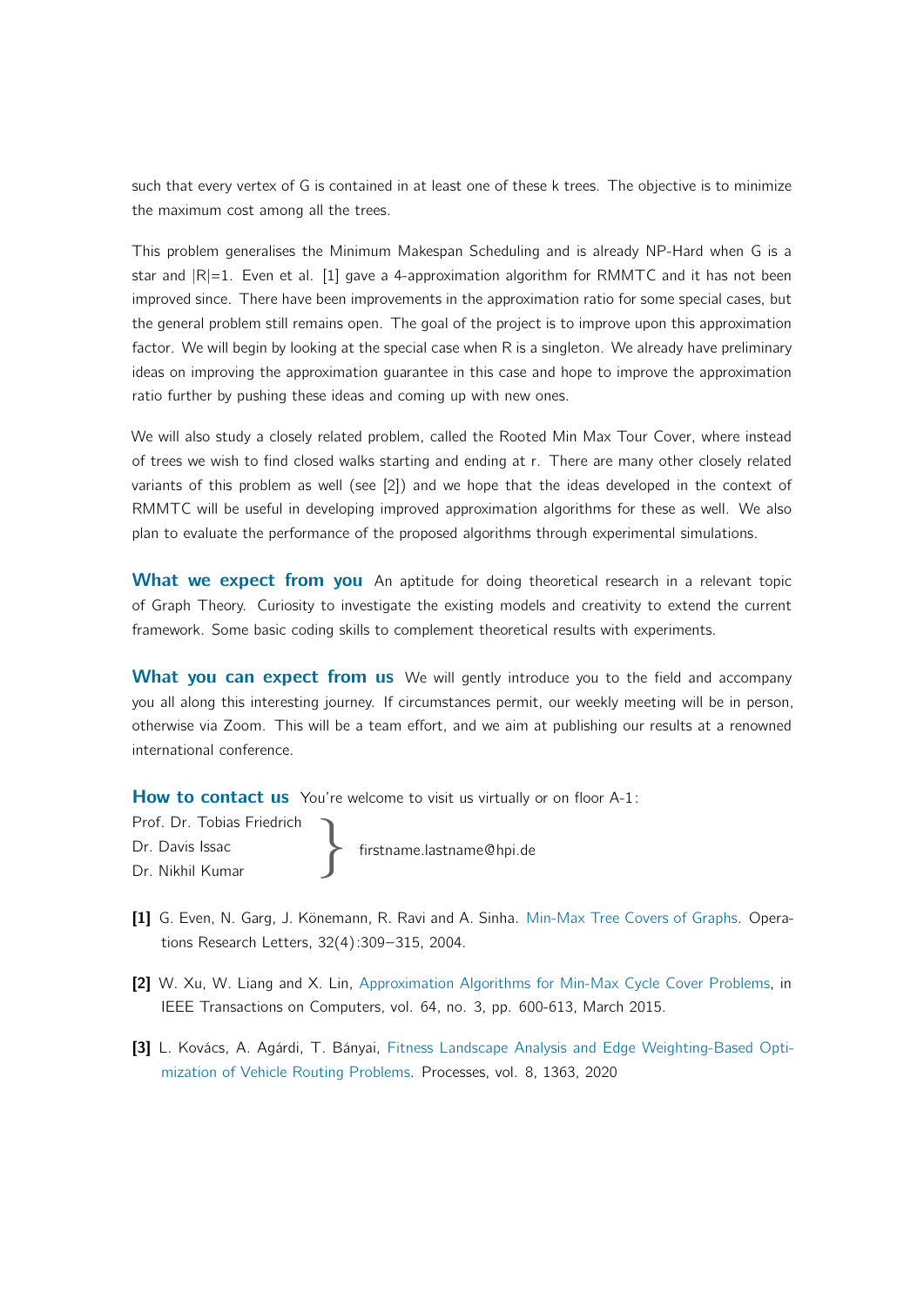such that every vertex of G is contained in at least one of these k trees. The objective is to minimize the maximum cost among all the trees.

This problem generalises the Minimum Makespan Scheduling and is already NP-Hard when G is a star and $|R|=1$. Even et al. [1] gave a 4-approximation algorithm for RMMTC and it has not been improved since. There have been improvements in the approximation ratio for some special cases, but the general problem still remains open. The goal of the project is to improve upon this approximation factor. We will begin by looking at the special case when R is a singleton. We already have preliminary ideas on improving the approximation guarantee in this case and hope to improve the approximation ratio further by pushing these ideas and coming up with new ones.

We will also study a closely related problem, called the Rooted Min Max Tour Cover, where instead of trees we wish to find closed walks starting and ending at r. There are many other closely related variants of this problem as well (see [2]) and we hope that the ideas developed in the context of RMMTC will be useful in developing improved approximation algorithms for these as well. We also plan to evaluate the performance of the proposed algorithms through experimental simulations.

**What we expect from you** An aptitude for doing theoretical research in a relevant topic of Graph Theory. Curiosity to investigate the existing models and creativity to extend the current framework. Some basic coding skills to complement theoretical results with experiments.

**What you can expect from us** We will gently introduce you to the field and accompany you all along this interesting journey. If circumstances permit, our weekly meeting will be in person, otherwise via Zoom. This will be a team effort, and we aim at publishing our results at a renowned international conference.

**How to contact us** You're welcome to visit us virtually or on floor A-1:

Prof. Dr. Tobias Friedrich
Dr. Davis Issac
Dr. Nikhil Kumar

} firstname.lastname@hpi.de

**[1]** G. Even, N. Garg, J. Könemann, R. Ravi and A. Sinha. Min-Max Tree Covers of Graphs. Operations Research Letters, 32(4):309–315, 2004.

**[2]** W. Xu, W. Liang and X. Lin, Approximation Algorithms for Min-Max Cycle Cover Problems, in IEEE Transactions on Computers, vol. 64, no. 3, pp. 600-613, March 2015.

**[3]** L. Kovács, A. Agárdi, T. Bányai, Fitness Landscape Analysis and Edge Weighting-Based Optimization of Vehicle Routing Problems. Processes, vol. 8, 1363, 2020